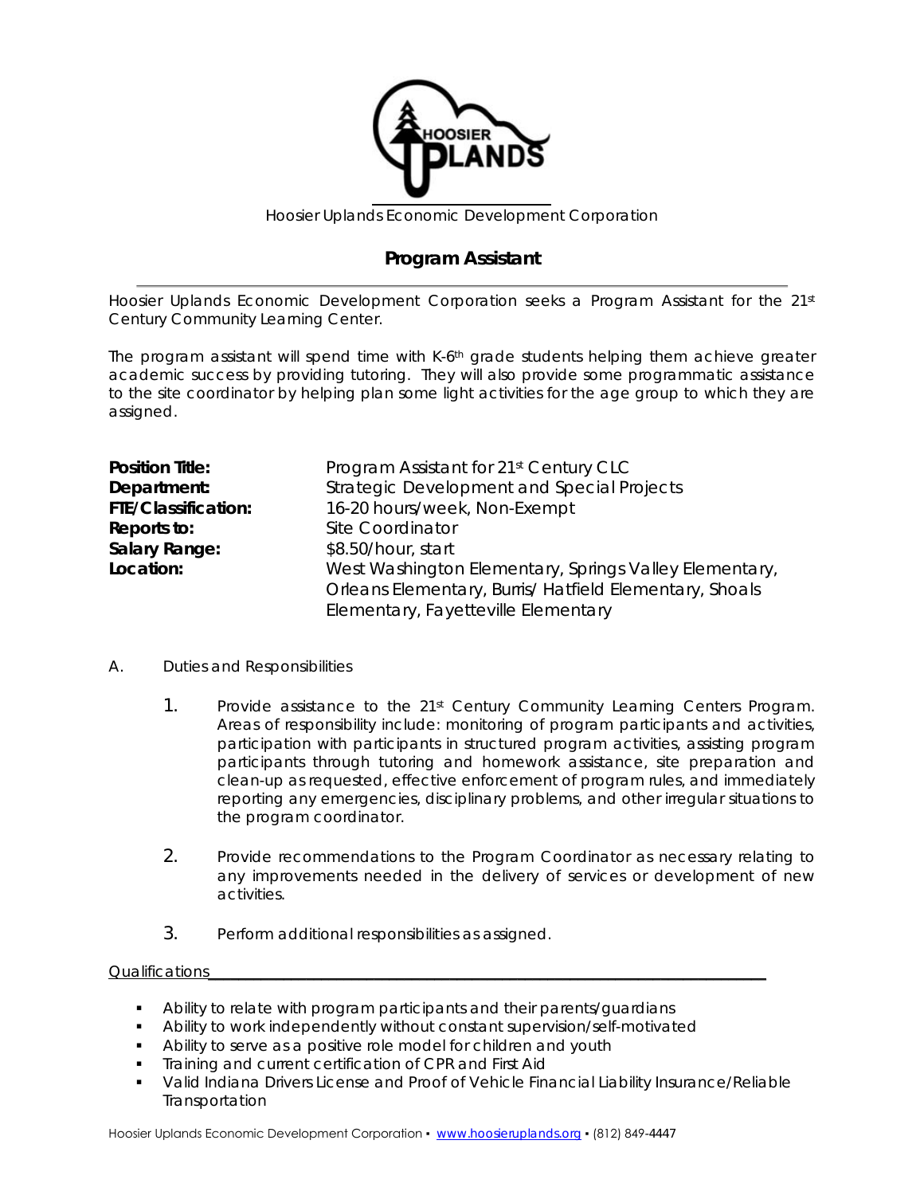Hoosier Uplands Economic Development Corporation

# Program Assistant

Hoosier Uplands Economic Development Corporation seeks a Program Assistant for the 21st Century Community Learning Center.

The program assistant will spend time with K-6th grade students helping them achieve greater academic success by providing tutoring. They will also provide some programmatic assistance to the site coordinator by helping plan some light activities for the age group to which they are assigned.

**Position Title:** Program Assistant for 21st Century CLC
**Department:** Strategic Development and Special Projects
**FTE/Classification:** 16-20 hours/week, Non-Exempt
**Reports to:** Site Coordinator
**Salary Range:** $8.50/hour, start
**Location:** West Washington Elementary, Springs Valley Elementary, Orleans Elementary, Burris/ Hatfield Elementary, Shoals Elementary, Fayetteville Elementary

A. Duties and Responsibilities

1. Provide assistance to the 21st Century Community Learning Centers Program. Areas of responsibility include: monitoring of program participants and activities, participation with participants in structured program activities, assisting program participants through tutoring and homework assistance, site preparation and clean-up as requested, effective enforcement of program rules, and immediately reporting any emergencies, disciplinary problems, and other irregular situations to the program coordinator.

2. Provide recommendations to the Program Coordinator as necessary relating to any improvements needed in the delivery of services or development of new activities.

3. Perform additional responsibilities as assigned.

Qualifications

- Ability to relate with program participants and their parents/guardians
- Ability to work independently without constant supervision/self-motivated
- Ability to serve as a positive role model for children and youth
- Training and current certification of CPR and First Aid
- Valid Indiana Drivers License and Proof of Vehicle Financial Liability Insurance/Reliable Transportation

Hoosier Uplands Economic Development Corporation ▪ www.hoosieruplands.org ▪ (812) 849-4447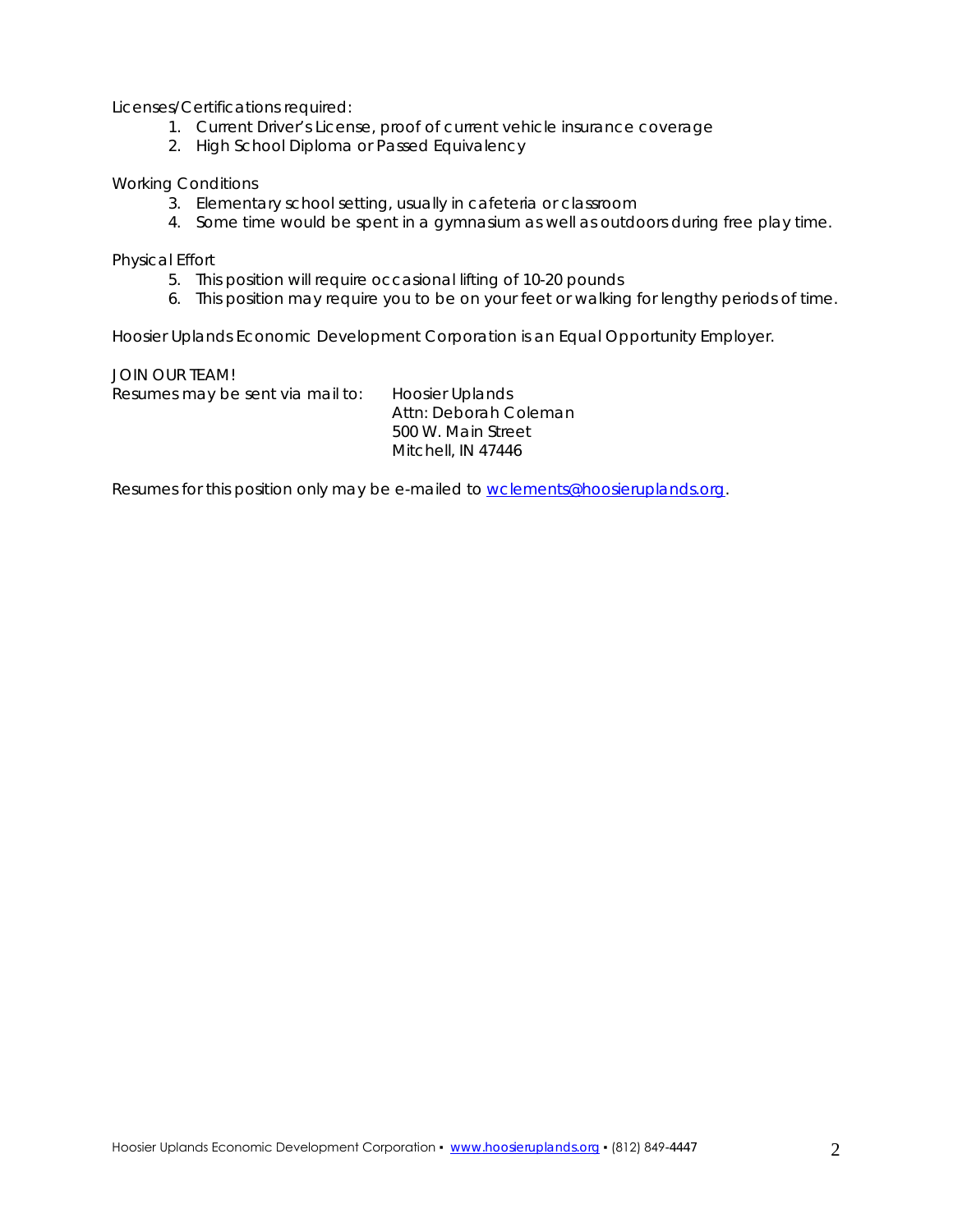Licenses/Certifications required:

1. Current Driver's License, proof of current vehicle insurance coverage
2. High School Diploma or Passed Equivalency

Working Conditions

3. Elementary school setting, usually in cafeteria or classroom
4. Some time would be spent in a gymnasium as well as outdoors during free play time.

Physical Effort

5. This position will require occasional lifting of 10-20 pounds
6. This position may require you to be on your feet or walking for lengthy periods of time.

Hoosier Uplands Economic Development Corporation is an Equal Opportunity Employer.

JOIN OUR TEAM!

Resumes may be sent via mail to:

Hoosier Uplands
Attn: Deborah Coleman
500 W. Main Street
Mitchell, IN 47446

Resumes for this position only may be e-mailed to [wclements@hoosieruplands.org](mailto:wclements@hoosieruplands.org).